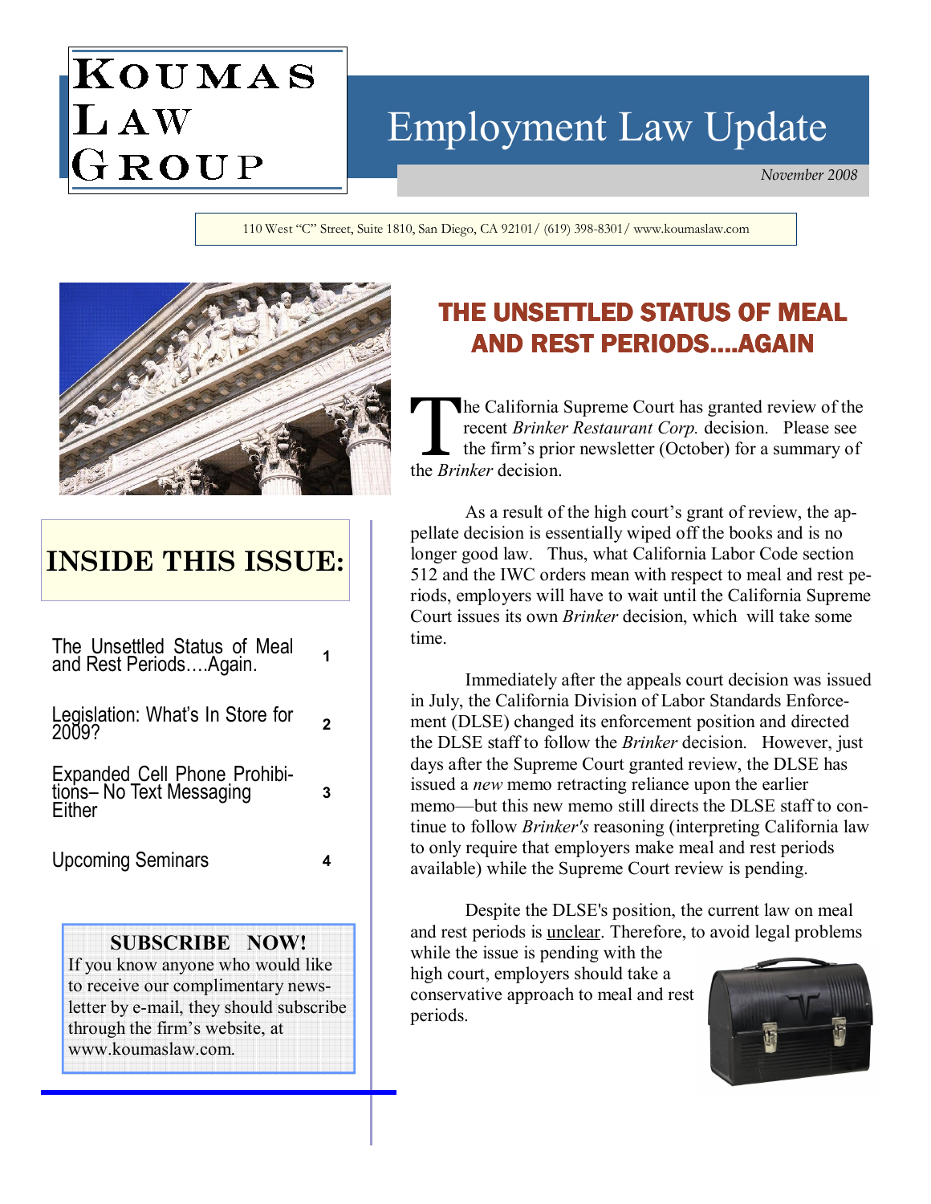# KOUMAS LAW GROUP

# Employment Law Update

*November 2008*

110 West "C" Street, Suite 1810, San Diego, CA 92101/ (619) 398-8301/ www.koumaslaw.com

## INSIDE THIS ISSUE:

| | |
|---|---|
| The Unsettled Status of Meal and Rest Periods….Again. | 1 |
| Legislation: What's In Store for 2009? | 2 |
| Expanded Cell Phone Prohibitions– No Text Messaging Either | 3 |
| Upcoming Seminars | 4 |

**SUBSCRIBE NOW!**

If you know anyone who would like to receive our complimentary newsletter by e-mail, they should subscribe through the firm's website, at www.koumaslaw.com.

## THE UNSETTLED STATUS OF MEAL AND REST PERIODS....AGAIN

The California Supreme Court has granted review of the recent *Brinker Restaurant Corp.* decision. Please see the firm's prior newsletter (October) for a summary of the *Brinker* decision.

As a result of the high court's grant of review, the appellate decision is essentially wiped off the books and is no longer good law. Thus, what California Labor Code section 512 and the IWC orders mean with respect to meal and rest periods, employers will have to wait until the California Supreme Court issues its own *Brinker* decision, which will take some time.

Immediately after the appeals court decision was issued in July, the California Division of Labor Standards Enforcement (DLSE) changed its enforcement position and directed the DLSE staff to follow the *Brinker* decision. However, just days after the Supreme Court granted review, the DLSE has issued a *new* memo retracting reliance upon the earlier memo—but this new memo still directs the DLSE staff to continue to follow *Brinker's* reasoning (interpreting California law to only require that employers make meal and rest periods available) while the Supreme Court review is pending.

Despite the DLSE's position, the current law on meal and rest periods is unclear. Therefore, to avoid legal problems while the issue is pending with the high court, employers should take a conservative approach to meal and rest periods.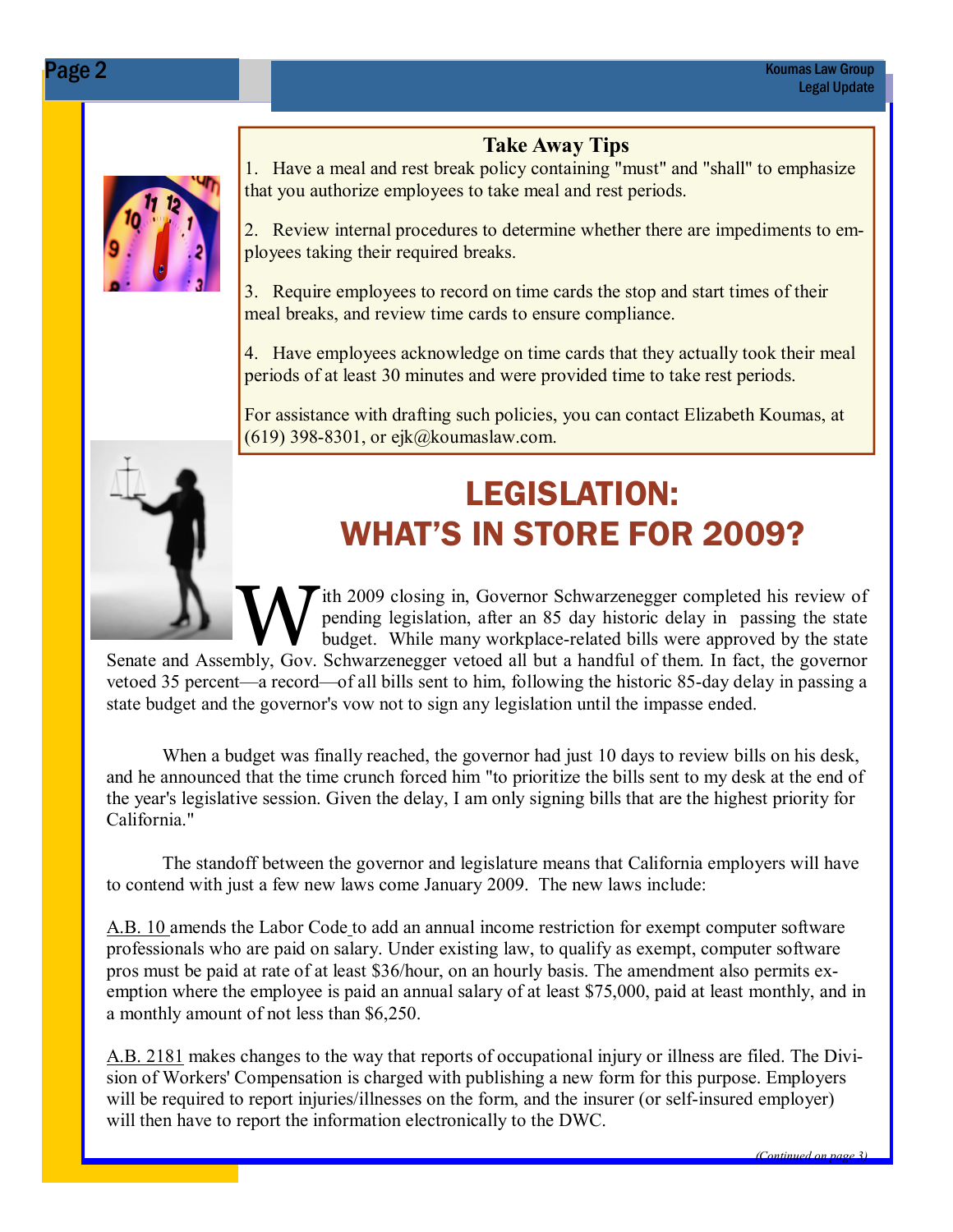**Take Away Tips**

1. Have a meal and rest break policy containing "must" and "shall" to emphasize that you authorize employees to take meal and rest periods.

2. Review internal procedures to determine whether there are impediments to employees taking their required breaks.

3. Require employees to record on time cards the stop and start times of their meal breaks, and review time cards to ensure compliance.

4. Have employees acknowledge on time cards that they actually took their meal periods of at least 30 minutes and were provided time to take rest periods.

For assistance with drafting such policies, you can contact Elizabeth Koumas, at (619) 398-8301, or ejk@koumaslaw.com.

# LEGISLATION: WHAT'S IN STORE FOR 2009?

With 2009 closing in, Governor Schwarzenegger completed his review of pending legislation, after an 85 day historic delay in passing the state budget. While many workplace-related bills were approved by the state Senate and Assembly, Gov. Schwarzenegger vetoed all but a handful of them. In fact, the governor vetoed 35 percent—a record—of all bills sent to him, following the historic 85-day delay in passing a state budget and the governor's vow not to sign any legislation until the impasse ended.

When a budget was finally reached, the governor had just 10 days to review bills on his desk, and he announced that the time crunch forced him "to prioritize the bills sent to my desk at the end of the year's legislative session. Given the delay, I am only signing bills that are the highest priority for California."

The standoff between the governor and legislature means that California employers will have to contend with just a few new laws come January 2009. The new laws include:

A.B. 10 amends the Labor Code to add an annual income restriction for exempt computer software professionals who are paid on salary. Under existing law, to qualify as exempt, computer software pros must be paid at rate of at least $36/hour, on an hourly basis. The amendment also permits exemption where the employee is paid an annual salary of at least $75,000, paid at least monthly, and in a monthly amount of not less than $6,250.

A.B. 2181 makes changes to the way that reports of occupational injury or illness are filed. The Division of Workers' Compensation is charged with publishing a new form for this purpose. Employers will be required to report injuries/illnesses on the form, and the insurer (or self-insured employer) will then have to report the information electronically to the DWC.

*(Continued on page 3)*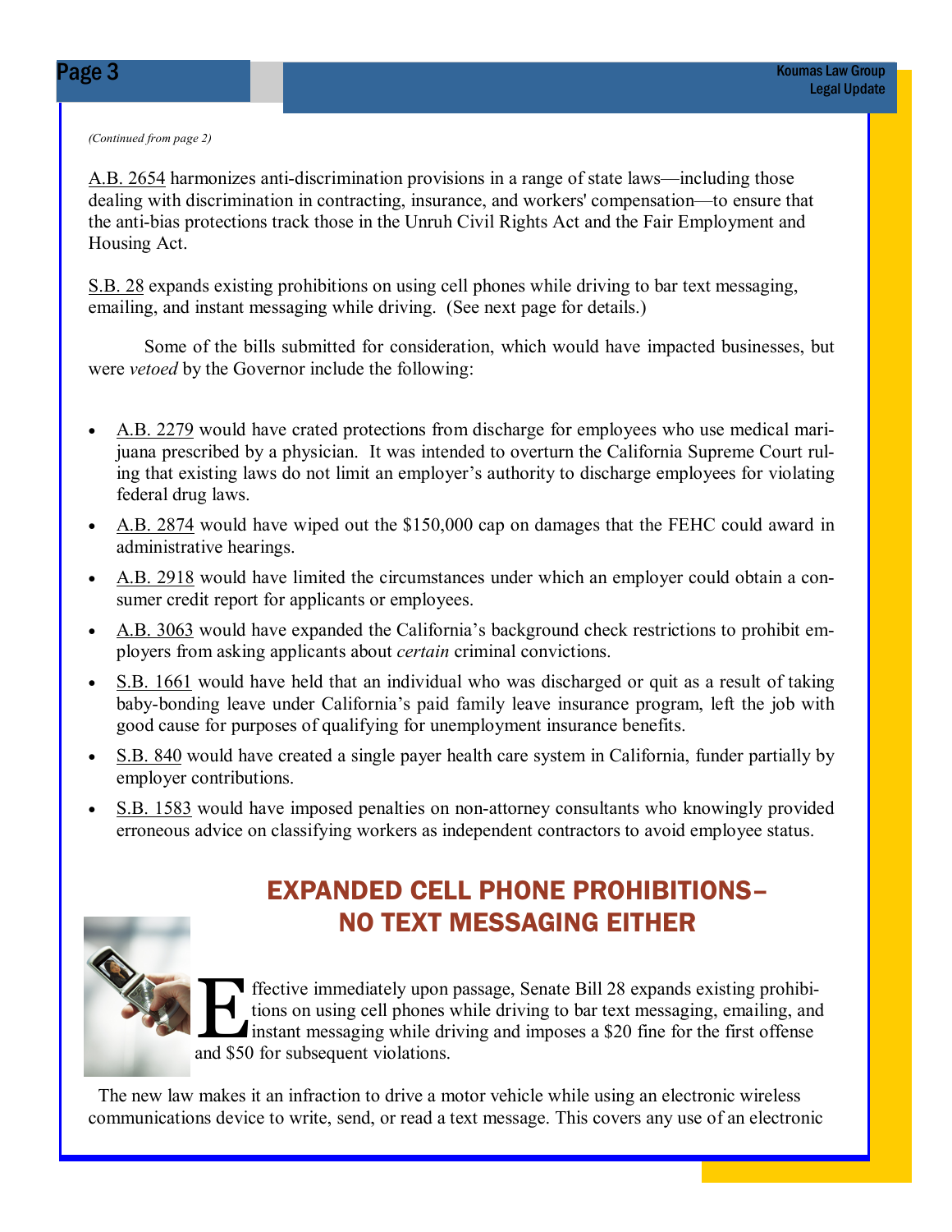*(Continued from page 2)*

A.B. 2654 harmonizes anti-discrimination provisions in a range of state laws—including those dealing with discrimination in contracting, insurance, and workers' compensation—to ensure that the anti-bias protections track those in the Unruh Civil Rights Act and the Fair Employment and Housing Act.

S.B. 28 expands existing prohibitions on using cell phones while driving to bar text messaging, emailing, and instant messaging while driving. (See next page for details.)

Some of the bills submitted for consideration, which would have impacted businesses, but were *vetoed* by the Governor include the following:

- A.B. 2279 would have crated protections from discharge for employees who use medical marijuana prescribed by a physician. It was intended to overturn the California Supreme Court ruling that existing laws do not limit an employer's authority to discharge employees for violating federal drug laws.
- A.B. 2874 would have wiped out the $150,000 cap on damages that the FEHC could award in administrative hearings.
- A.B. 2918 would have limited the circumstances under which an employer could obtain a consumer credit report for applicants or employees.
- A.B. 3063 would have expanded the California's background check restrictions to prohibit employers from asking applicants about *certain* criminal convictions.
- S.B. 1661 would have held that an individual who was discharged or quit as a result of taking baby-bonding leave under California's paid family leave insurance program, left the job with good cause for purposes of qualifying for unemployment insurance benefits.
- S.B. 840 would have created a single payer health care system in California, funder partially by employer contributions.
- S.B. 1583 would have imposed penalties on non-attorney consultants who knowingly provided erroneous advice on classifying workers as independent contractors to avoid employee status.

## EXPANDED CELL PHONE PROHIBITIONS– NO TEXT MESSAGING EITHER

Effective immediately upon passage, Senate Bill 28 expands existing prohibitions on using cell phones while driving to bar text messaging, emailing, and instant messaging while driving and imposes a $20 fine for the first offense and $50 for subsequent violations.

The new law makes it an infraction to drive a motor vehicle while using an electronic wireless communications device to write, send, or read a text message. This covers any use of an electronic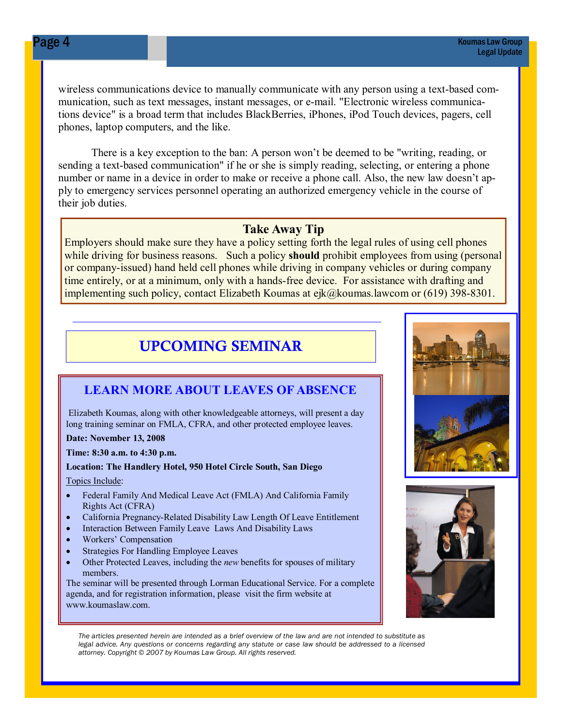wireless communications device to manually communicate with any person using a text-based communication, such as text messages, instant messages, or e-mail. "Electronic wireless communications device" is a broad term that includes BlackBerries, iPhones, iPod Touch devices, pagers, cell phones, laptop computers, and the like.

There is a key exception to the ban: A person won't be deemed to be "writing, reading, or sending a text-based communication" if he or she is simply reading, selecting, or entering a phone number or name in a device in order to make or receive a phone call. Also, the new law doesn't apply to emergency services personnel operating an authorized emergency vehicle in the course of their job duties.

### Take Away Tip

Employers should make sure they have a policy setting forth the legal rules of using cell phones while driving for business reasons. Such a policy **should** prohibit employees from using (personal or company-issued) hand held cell phones while driving in company vehicles or during company time entirely, or at a minimum, only with a hands-free device. For assistance with drafting and implementing such policy, contact Elizabeth Koumas at ejk@koumas.lawcom or (619) 398-8301.

## UPCOMING SEMINAR

### LEARN MORE ABOUT LEAVES OF ABSENCE

Elizabeth Koumas, along with other knowledgeable attorneys, will present a day long training seminar on FMLA, CFRA, and other protected employee leaves.

**Date: November 13, 2008**

**Time: 8:30 a.m. to 4:30 p.m.**

**Location: The Handlery Hotel, 950 Hotel Circle South, San Diego**

Topics Include:

- Federal Family And Medical Leave Act (FMLA) And California Family Rights Act (CFRA)
- California Pregnancy-Related Disability Law Length Of Leave Entitlement
- Interaction Between Family Leave Laws And Disability Laws
- Workers' Compensation
- Strategies For Handling Employee Leaves
- Other Protected Leaves, including the *new* benefits for spouses of military members.

The seminar will be presented through Lorman Educational Service. For a complete agenda, and for registration information, please visit the firm website at www.koumaslaw.com.

*The articles presented herein are intended as a brief overview of the law and are not intended to substitute as legal advice. Any questions or concerns regarding any statute or case law should be addressed to a licensed attorney. Copyright © 2007 by Koumas Law Group. All rights reserved.*